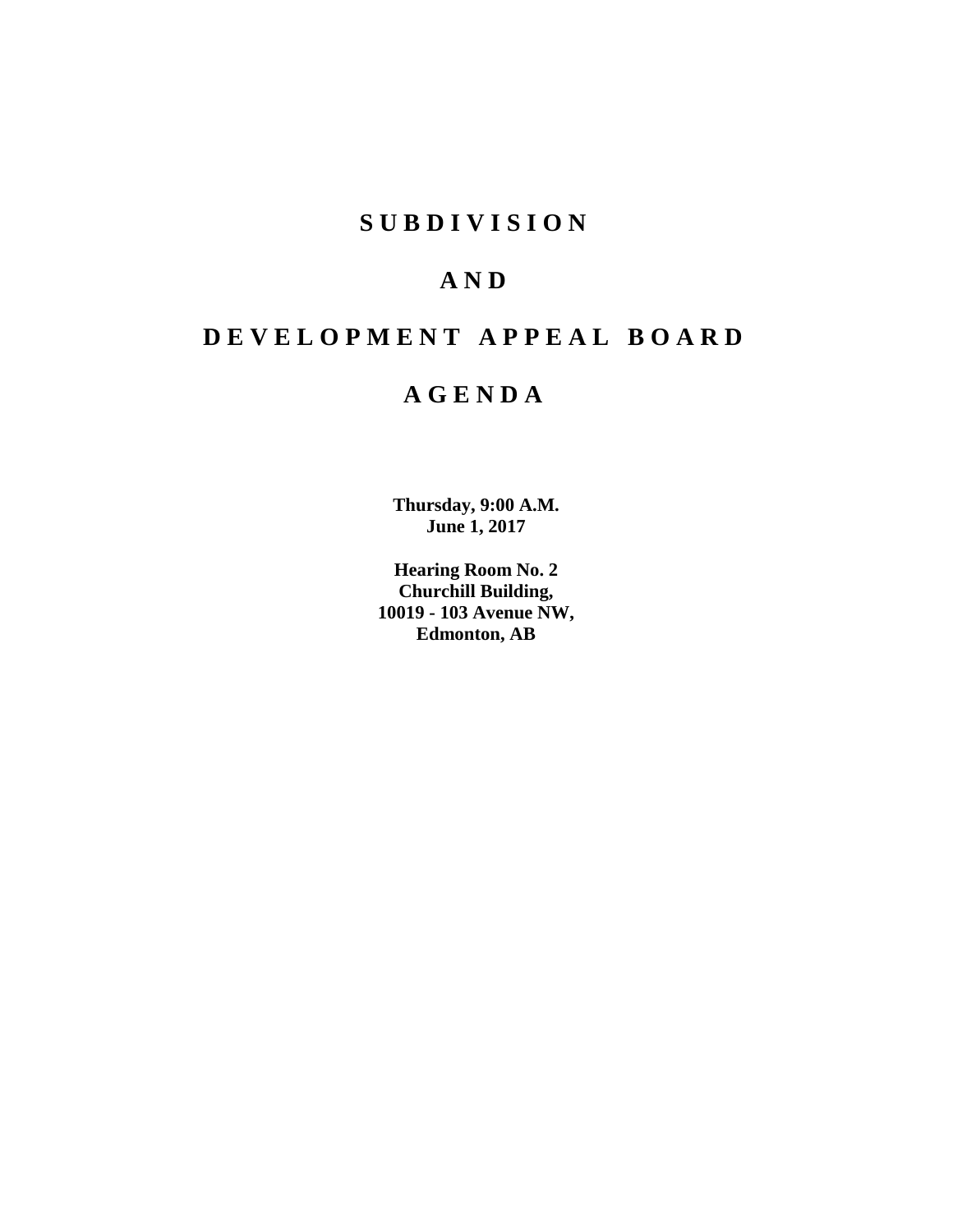# S U B D I V I S I O N

# A N D

# D E V E L O P M E N T A P P E A L B O A R D

# A G E N D A

**Thursday, 9:00 A.M.**
**June 1, 2017**

**Hearing Room No. 2**
**Churchill Building,**
**10019 - 103 Avenue NW,**
**Edmonton, AB**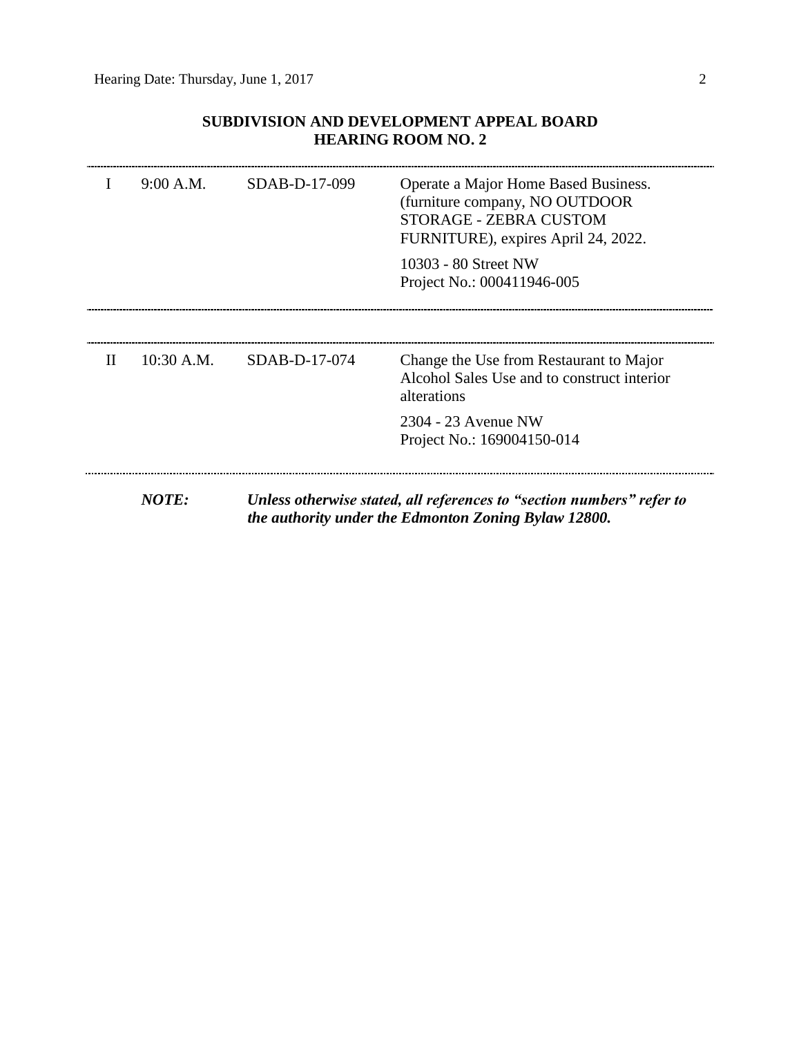## SUBDIVISION AND DEVELOPMENT APPEAL BOARD
## HEARING ROOM NO. 2

| | | | |
|---|---|---|---|
| I | 9:00 A.M. | SDAB-D-17-099 | Operate a Major Home Based Business. (furniture company, NO OUTDOOR STORAGE - ZEBRA CUSTOM FURNITURE), expires April 24, 2022.<br><br>10303 - 80 Street NW<br>Project No.: 000411946-005 |
| II | 10:30 A.M. | SDAB-D-17-074 | Change the Use from Restaurant to Major Alcohol Sales Use and to construct interior alterations<br><br>2304 - 23 Avenue NW<br>Project No.: 169004150-014 |

***NOTE:*** ***Unless otherwise stated, all references to "section numbers" refer to the authority under the Edmonton Zoning Bylaw 12800.***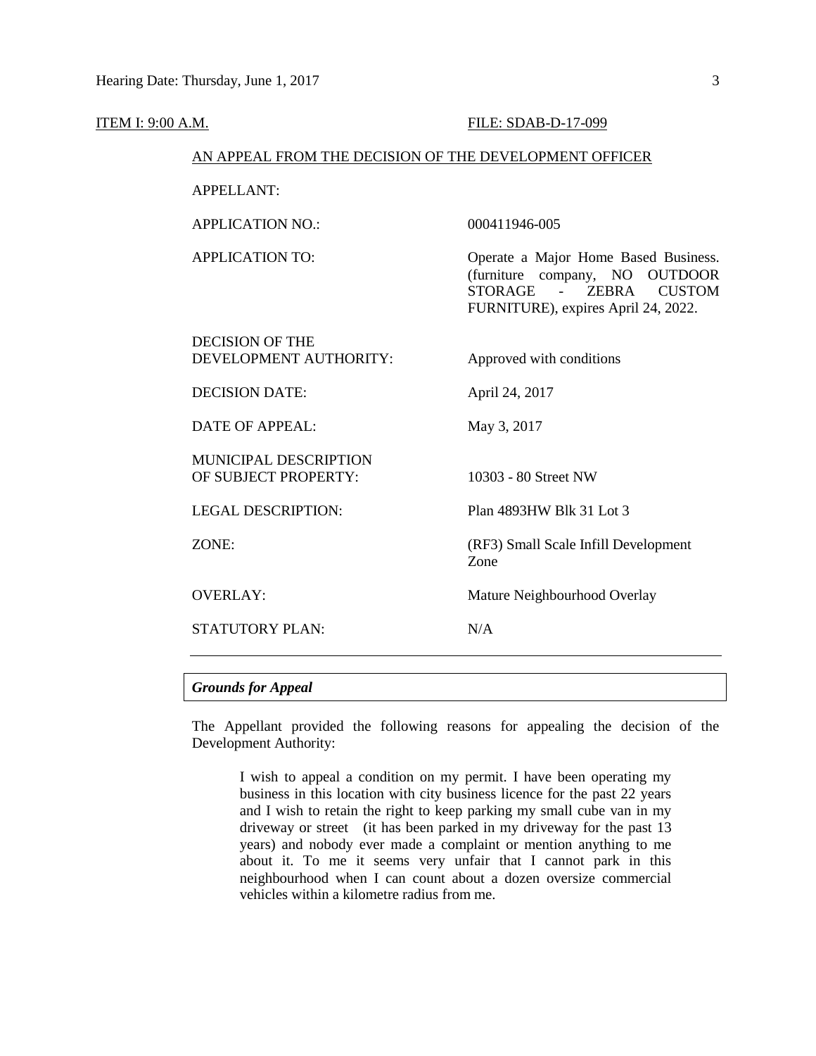ITEM I: 9:00 A.M. FILE: SDAB-D-17-099

AN APPEAL FROM THE DECISION OF THE DEVELOPMENT OFFICER

| | |
|---|---|
| APPELLANT: | |
| APPLICATION NO.: | 000411946-005 |
| APPLICATION TO: | Operate a Major Home Based Business. (furniture company, NO OUTDOOR STORAGE - ZEBRA CUSTOM FURNITURE), expires April 24, 2022. |
| DECISION OF THE DEVELOPMENT AUTHORITY: | Approved with conditions |
| DECISION DATE: | April 24, 2017 |
| DATE OF APPEAL: | May 3, 2017 |
| MUNICIPAL DESCRIPTION OF SUBJECT PROPERTY: | 10303 - 80 Street NW |
| LEGAL DESCRIPTION: | Plan 4893HW Blk 31 Lot 3 |
| ZONE: | (RF3) Small Scale Infill Development Zone |
| OVERLAY: | Mature Neighbourhood Overlay |
| STATUTORY PLAN: | N/A |

---

***Grounds for Appeal***

The Appellant provided the following reasons for appealing the decision of the Development Authority:

> I wish to appeal a condition on my permit. I have been operating my business in this location with city business licence for the past 22 years and I wish to retain the right to keep parking my small cube van in my driveway or street (it has been parked in my driveway for the past 13 years) and nobody ever made a complaint or mention anything to me about it. To me it seems very unfair that I cannot park in this neighbourhood when I can count about a dozen oversize commercial vehicles within a kilometre radius from me.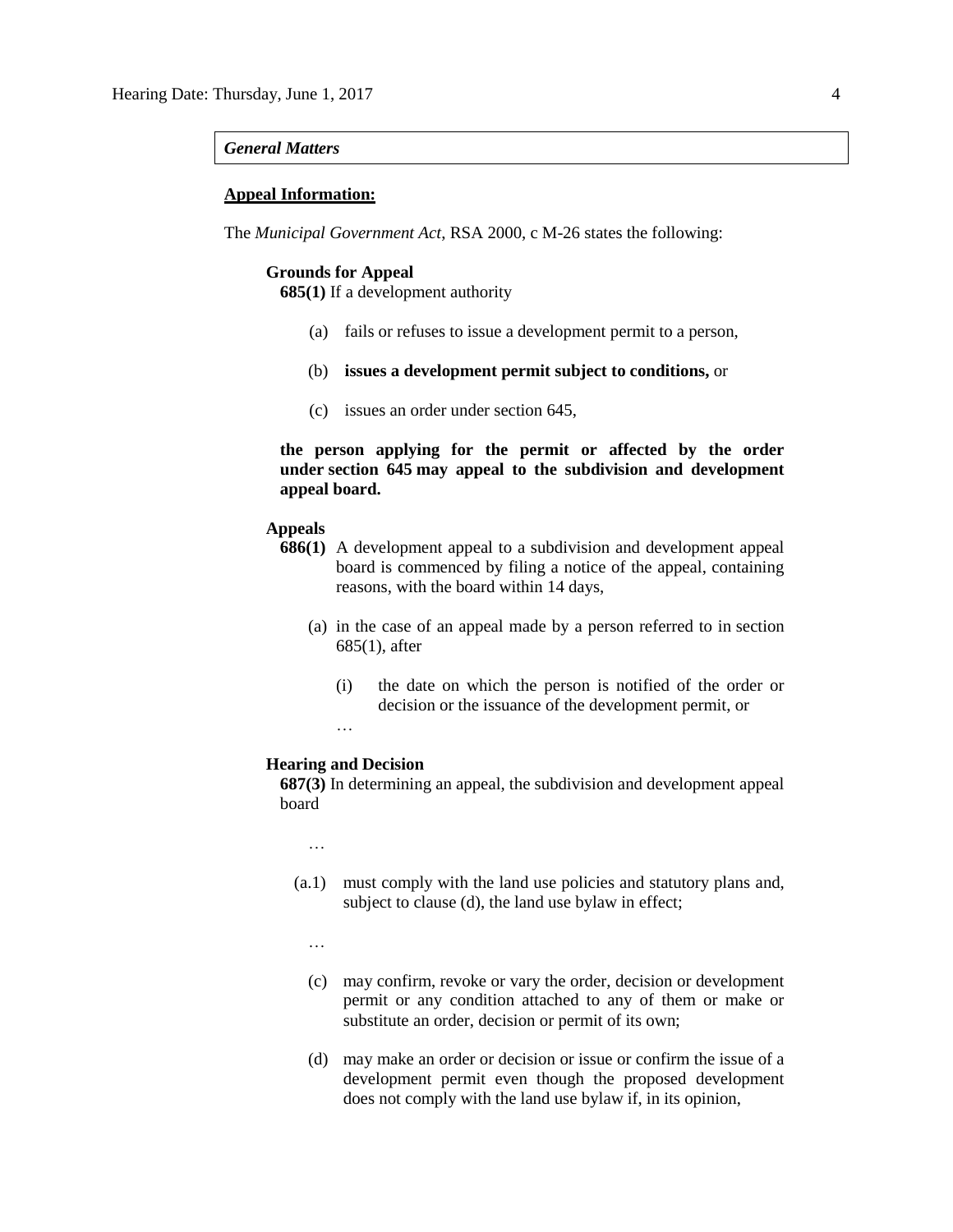***General Matters***

**Appeal Information:**

The *Municipal Government Act*, RSA 2000, c M-26 states the following:

**Grounds for Appeal**

**685(1)** If a development authority

(a) fails or refuses to issue a development permit to a person,

(b) **issues a development permit subject to conditions,** or

(c) issues an order under section 645,

**the person applying for the permit or affected by the order under section 645 may appeal to the subdivision and development appeal board.**

**Appeals**

**686(1)** A development appeal to a subdivision and development appeal board is commenced by filing a notice of the appeal, containing reasons, with the board within 14 days,

(a) in the case of an appeal made by a person referred to in section 685(1), after

(i) the date on which the person is notified of the order or decision or the issuance of the development permit, or

…

**Hearing and Decision**

**687(3)** In determining an appeal, the subdivision and development appeal board

…

(a.1) must comply with the land use policies and statutory plans and, subject to clause (d), the land use bylaw in effect;

…

(c) may confirm, revoke or vary the order, decision or development permit or any condition attached to any of them or make or substitute an order, decision or permit of its own;

(d) may make an order or decision or issue or confirm the issue of a development permit even though the proposed development does not comply with the land use bylaw if, in its opinion,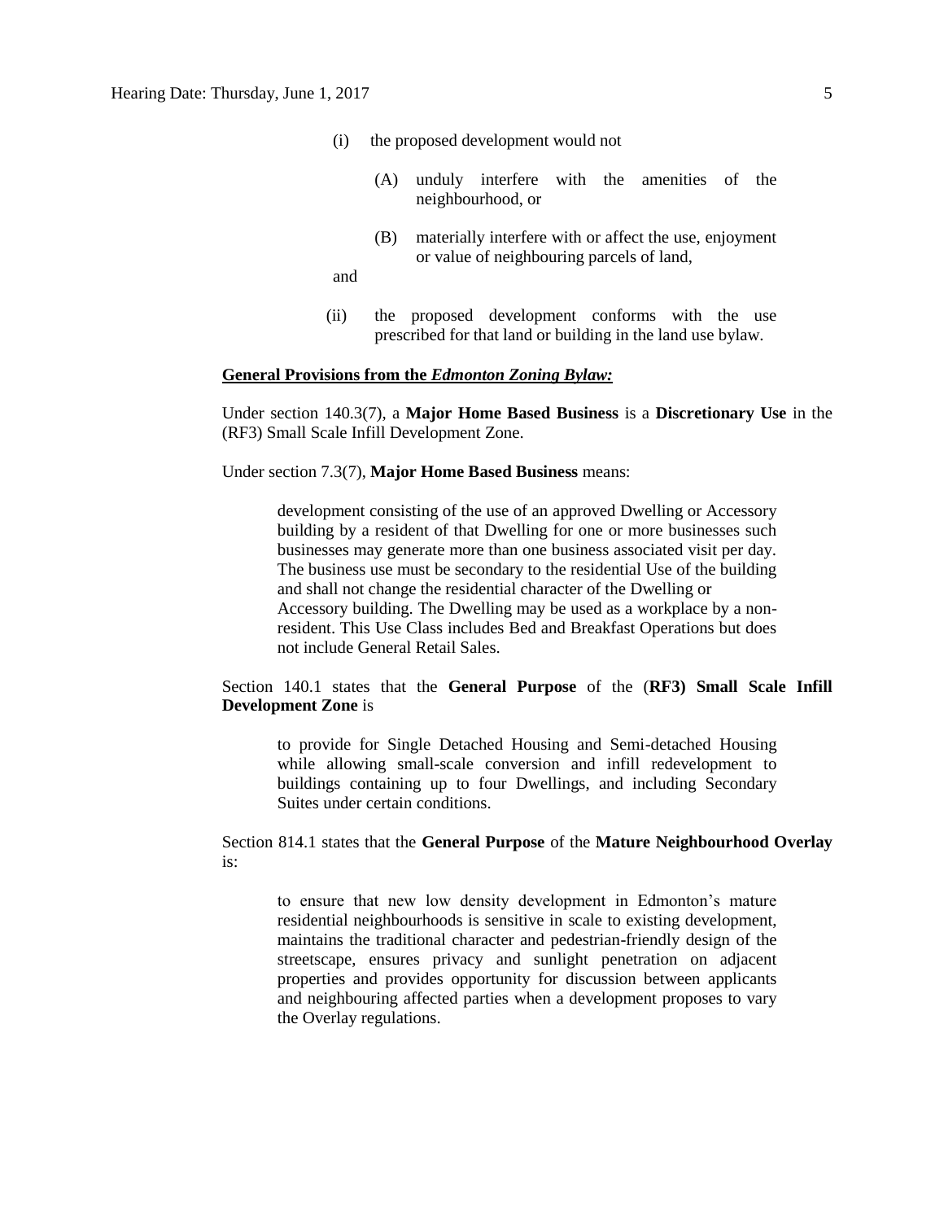(i) the proposed development would not

  (A) unduly interfere with the amenities of the neighbourhood, or

  (B) materially interfere with or affect the use, enjoyment or value of neighbouring parcels of land,

and

(ii) the proposed development conforms with the use prescribed for that land or building in the land use bylaw.

**General Provisions from the *Edmonton Zoning Bylaw:***

Under section 140.3(7), a **Major Home Based Business** is a **Discretionary Use** in the (RF3) Small Scale Infill Development Zone.

Under section 7.3(7), **Major Home Based Business** means:

> development consisting of the use of an approved Dwelling or Accessory building by a resident of that Dwelling for one or more businesses such businesses may generate more than one business associated visit per day. The business use must be secondary to the residential Use of the building and shall not change the residential character of the Dwelling or Accessory building. The Dwelling may be used as a workplace by a non-resident. This Use Class includes Bed and Breakfast Operations but does not include General Retail Sales.

Section 140.1 states that the **General Purpose** of the (**RF3) Small Scale Infill Development Zone** is

> to provide for Single Detached Housing and Semi-detached Housing while allowing small-scale conversion and infill redevelopment to buildings containing up to four Dwellings, and including Secondary Suites under certain conditions.

Section 814.1 states that the **General Purpose** of the **Mature Neighbourhood Overlay** is:

> to ensure that new low density development in Edmonton's mature residential neighbourhoods is sensitive in scale to existing development, maintains the traditional character and pedestrian-friendly design of the streetscape, ensures privacy and sunlight penetration on adjacent properties and provides opportunity for discussion between applicants and neighbouring affected parties when a development proposes to vary the Overlay regulations.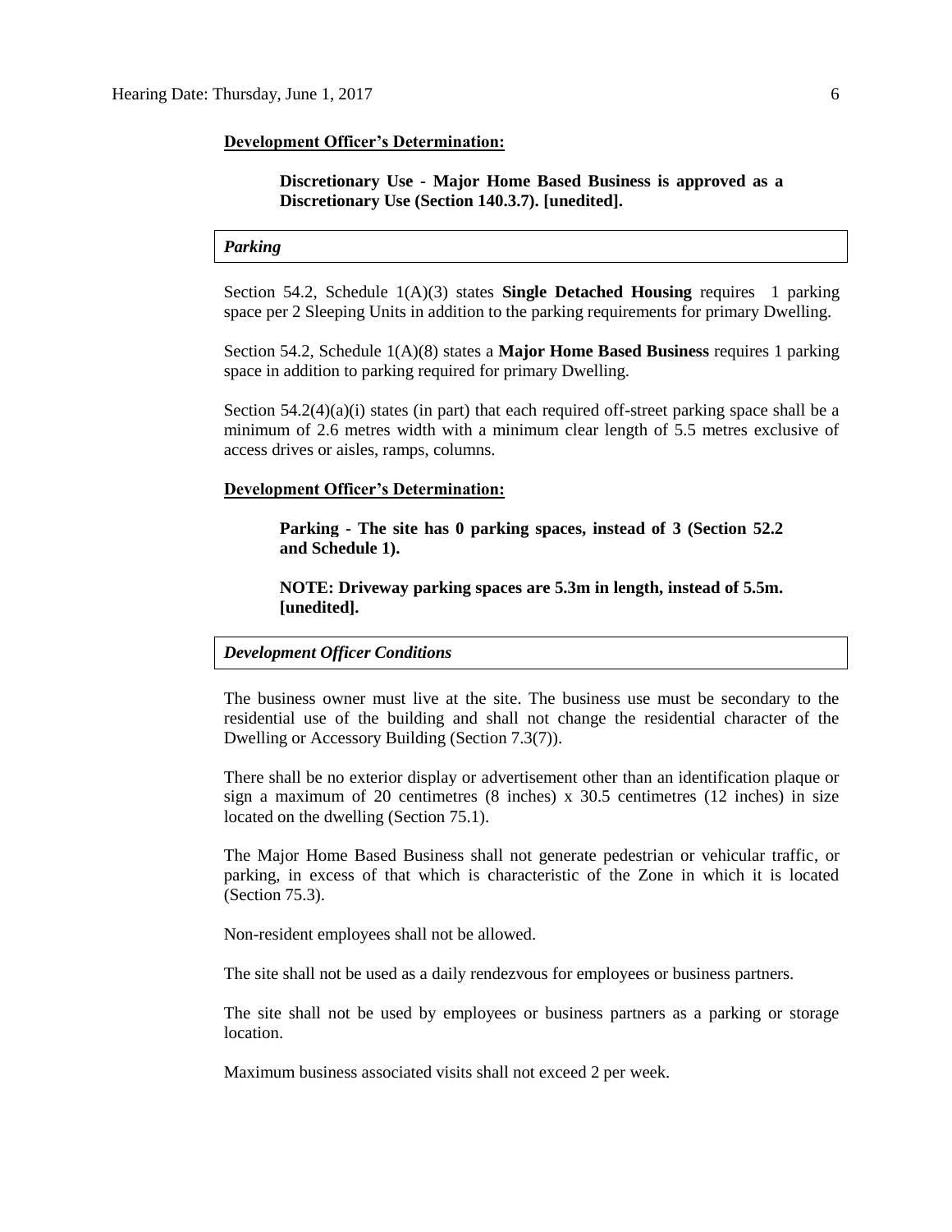**Development Officer's Determination:**

> **Discretionary Use - Major Home Based Business is approved as a Discretionary Use (Section 140.3.7). [unedited].**

*Parking*

Section 54.2, Schedule 1(A)(3) states **Single Detached Housing** requires 1 parking space per 2 Sleeping Units in addition to the parking requirements for primary Dwelling.

Section 54.2, Schedule 1(A)(8) states a **Major Home Based Business** requires 1 parking space in addition to parking required for primary Dwelling.

Section 54.2(4)(a)(i) states (in part) that each required off-street parking space shall be a minimum of 2.6 metres width with a minimum clear length of 5.5 metres exclusive of access drives or aisles, ramps, columns.

**Development Officer's Determination:**

> **Parking - The site has 0 parking spaces, instead of 3 (Section 52.2 and Schedule 1).**
>
> **NOTE: Driveway parking spaces are 5.3m in length, instead of 5.5m. [unedited].**

*Development Officer Conditions*

The business owner must live at the site. The business use must be secondary to the residential use of the building and shall not change the residential character of the Dwelling or Accessory Building (Section 7.3(7)).

There shall be no exterior display or advertisement other than an identification plaque or sign a maximum of 20 centimetres (8 inches) x 30.5 centimetres (12 inches) in size located on the dwelling (Section 75.1).

The Major Home Based Business shall not generate pedestrian or vehicular traffic, or parking, in excess of that which is characteristic of the Zone in which it is located (Section 75.3).

Non-resident employees shall not be allowed.

The site shall not be used as a daily rendezvous for employees or business partners.

The site shall not be used by employees or business partners as a parking or storage location.

Maximum business associated visits shall not exceed 2 per week.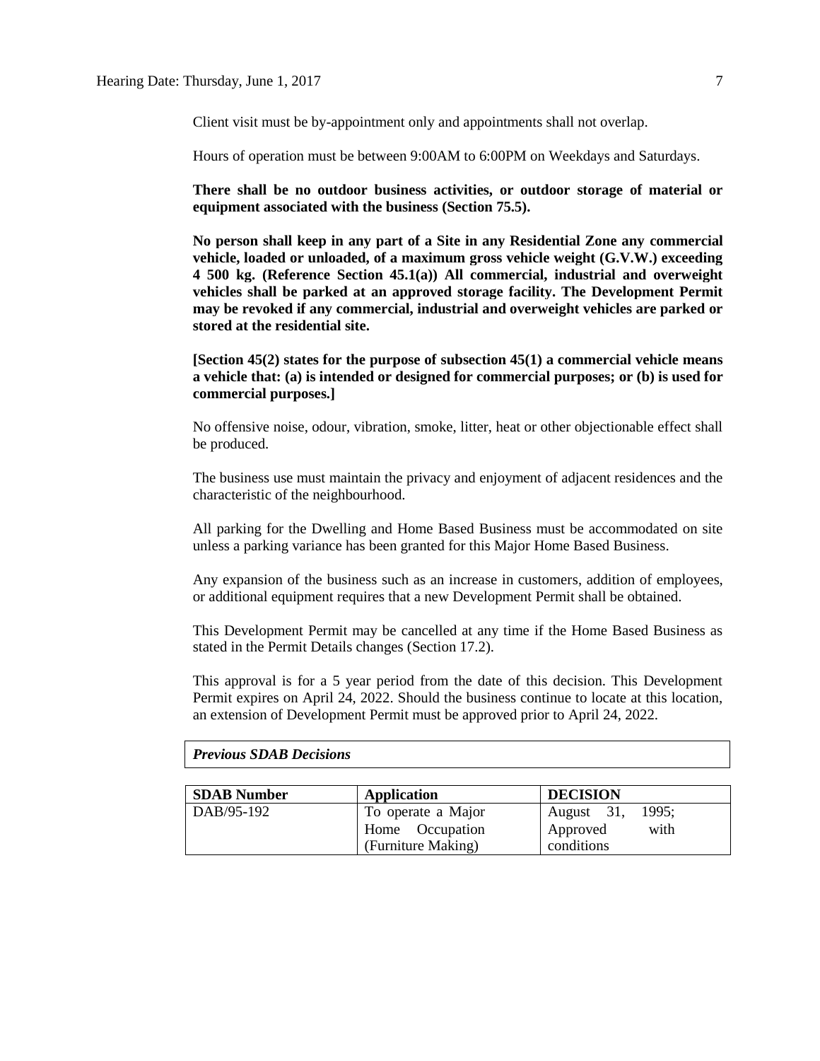Client visit must be by-appointment only and appointments shall not overlap.

Hours of operation must be between 9:00AM to 6:00PM on Weekdays and Saturdays.

**There shall be no outdoor business activities, or outdoor storage of material or equipment associated with the business (Section 75.5).**

**No person shall keep in any part of a Site in any Residential Zone any commercial vehicle, loaded or unloaded, of a maximum gross vehicle weight (G.V.W.) exceeding 4 500 kg. (Reference Section 45.1(a)) All commercial, industrial and overweight vehicles shall be parked at an approved storage facility. The Development Permit may be revoked if any commercial, industrial and overweight vehicles are parked or stored at the residential site.**

**[Section 45(2) states for the purpose of subsection 45(1) a commercial vehicle means a vehicle that: (a) is intended or designed for commercial purposes; or (b) is used for commercial purposes.]**

No offensive noise, odour, vibration, smoke, litter, heat or other objectionable effect shall be produced.

The business use must maintain the privacy and enjoyment of adjacent residences and the characteristic of the neighbourhood.

All parking for the Dwelling and Home Based Business must be accommodated on site unless a parking variance has been granted for this Major Home Based Business.

Any expansion of the business such as an increase in customers, addition of employees, or additional equipment requires that a new Development Permit shall be obtained.

This Development Permit may be cancelled at any time if the Home Based Business as stated in the Permit Details changes (Section 17.2).

This approval is for a 5 year period from the date of this decision. This Development Permit expires on April 24, 2022. Should the business continue to locate at this location, an extension of Development Permit must be approved prior to April 24, 2022.

***Previous SDAB Decisions***

| SDAB Number | Application | DECISION |
|---|---|---|
| DAB/95-192 | To operate a Major Home Occupation (Furniture Making) | August 31, 1995; Approved with conditions |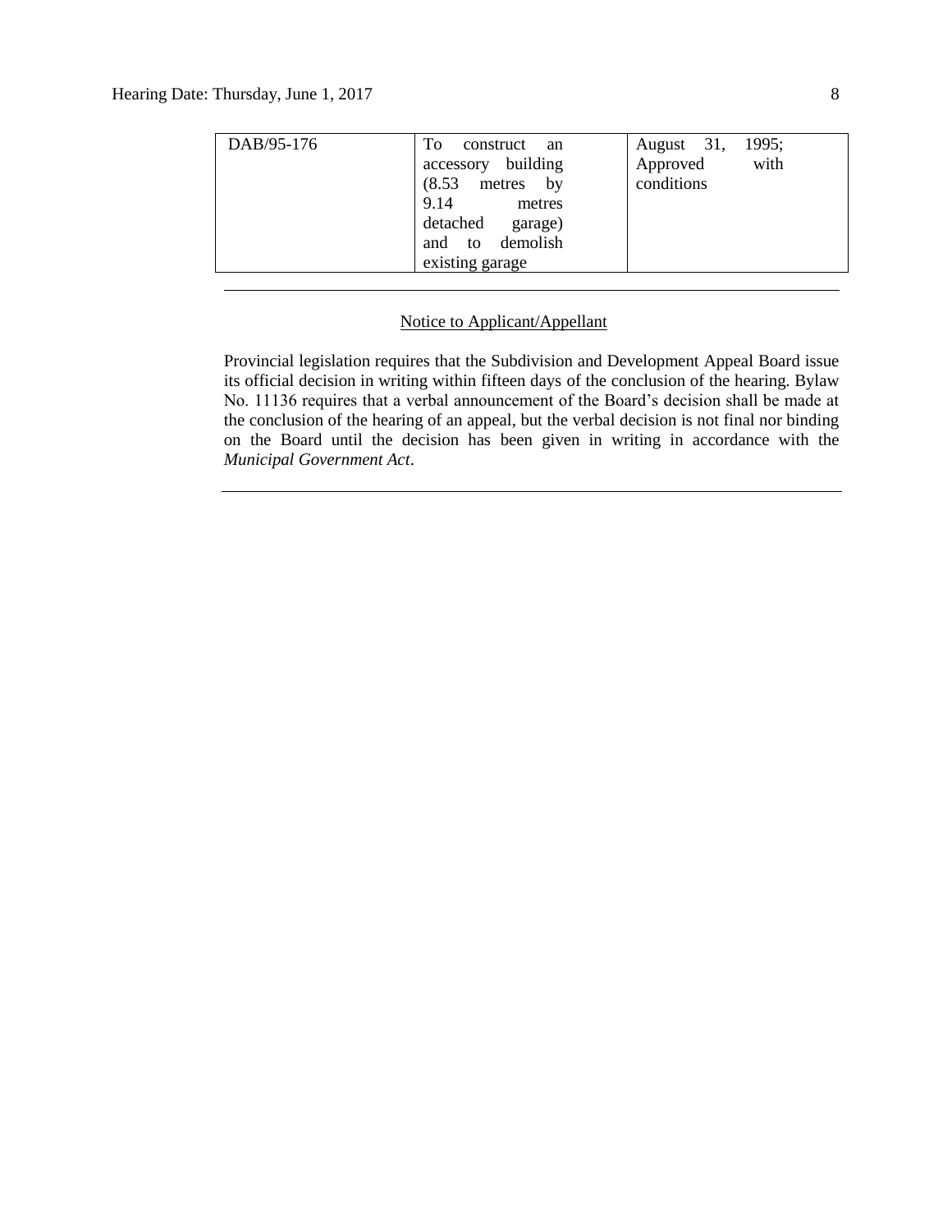| | | |
|---|---|---|
| DAB/95-176 | To construct an accessory building (8.53 metres by 9.14 metres detached garage) and to demolish existing garage | August 31, 1995; Approved with conditions |

---

Notice to Applicant/Appellant

Provincial legislation requires that the Subdivision and Development Appeal Board issue its official decision in writing within fifteen days of the conclusion of the hearing. Bylaw No. 11136 requires that a verbal announcement of the Board's decision shall be made at the conclusion of the hearing of an appeal, but the verbal decision is not final nor binding on the Board until the decision has been given in writing in accordance with the *Municipal Government Act*.

---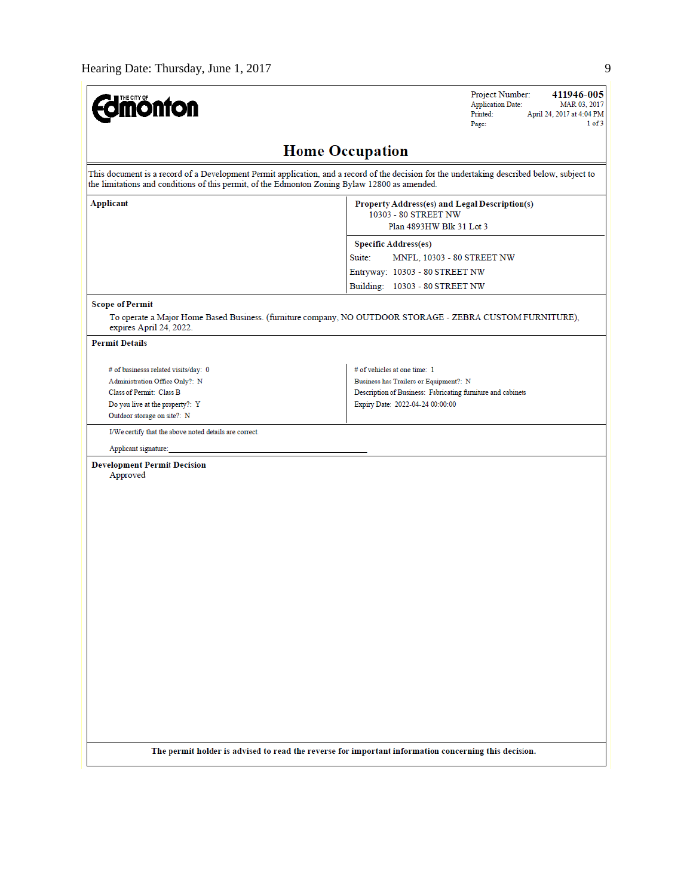THE CITY OF Edmonton

| | |
|---|---|
| Project Number: | **411946-005** |
| Application Date: | MAR 03, 2017 |
| Printed: | April 24, 2017 at 4:04 PM |
| Page: | 1 of 3 |

# Home Occupation

This document is a record of a Development Permit application, and a record of the decision for the undertaking described below, subject to the limitations and conditions of this permit, of the Edmonton Zoning Bylaw 12800 as amended.

| **Applicant** | **Property Address(es) and Legal Description(s)** |
|---|---|
| | 10303 - 80 STREET NW<br>Plan 4893HW Blk 31 Lot 3 |
| | **Specific Address(es)** |
| | Suite: MNFL, 10303 - 80 STREET NW |
| | Entryway: 10303 - 80 STREET NW |
| | Building: 10303 - 80 STREET NW |

**Scope of Permit**

To operate a Major Home Based Business. (furniture company, NO OUTDOOR STORAGE - ZEBRA CUSTOM FURNITURE), expires April 24, 2022.

**Permit Details**

| | |
|---|---|
| # of businesss related visits/day: 0 | # of vehicles at one time: 1 |
| Administration Office Only?: N | Business has Trailers or Equipment?: N |
| Class of Permit: Class B | Description of Business: Fabricating furniture and cabinets |
| Do you live at the property?: Y | Expiry Date: 2022-04-24 00:00:00 |
| Outdoor storage on site?: N | |

I/We certify that the above noted details are correct.

Applicant signature:\_\_\_\_\_\_\_\_\_\_\_\_\_\_\_\_\_\_\_\_\_\_\_\_\_\_\_\_\_\_\_\_\_\_\_\_\_\_\_\_

**Development Permit Decision**

Approved

**The permit holder is advised to read the reverse for important information concerning this decision.**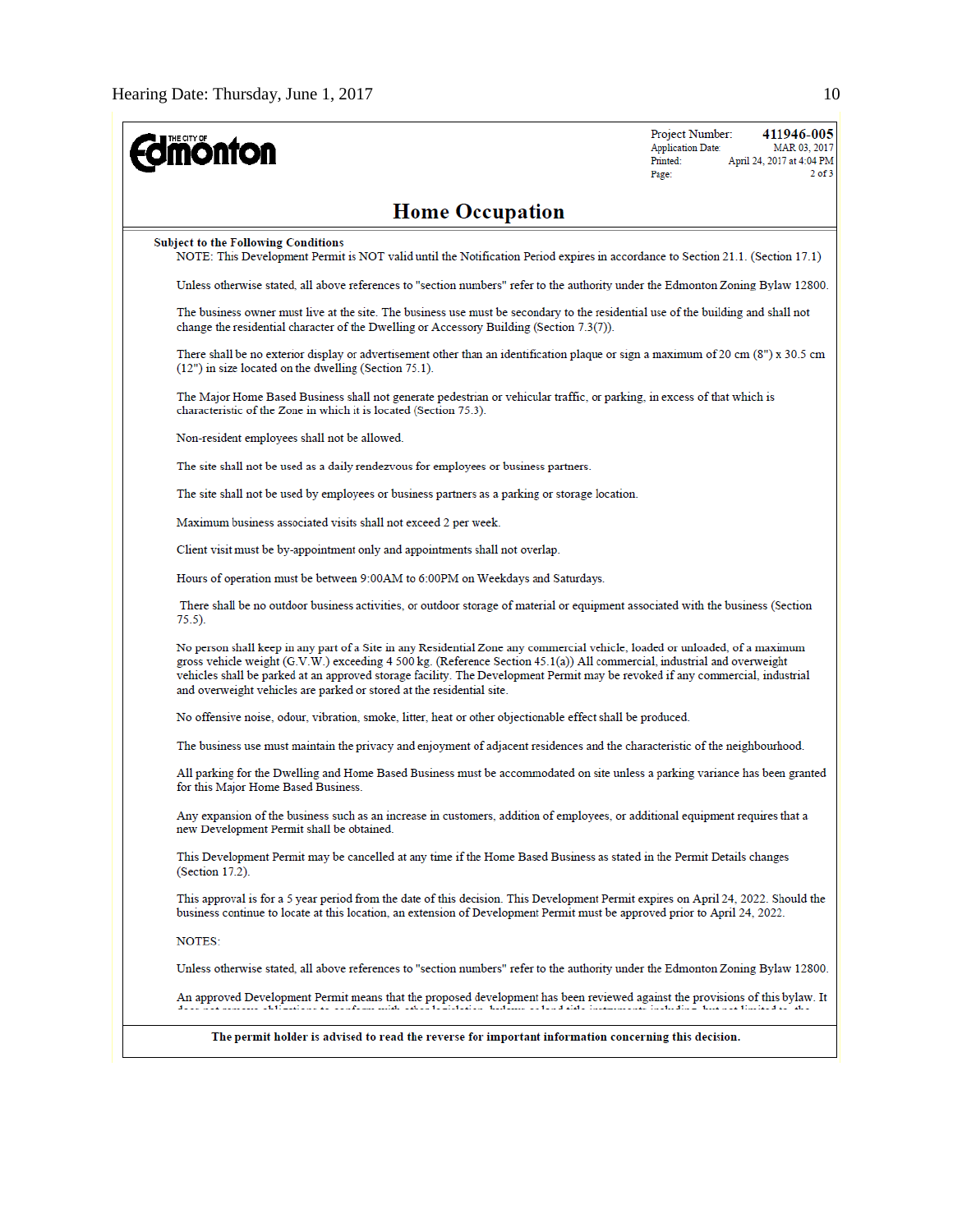THE CITY OF Edmonton

Project Number: **411946-005**
Application Date: MAR 03, 2017
Printed: April 24, 2017 at 4:04 PM

## Home Occupation

**Subject to the Following Conditions**

NOTE: This Development Permit is NOT valid until the Notification Period expires in accordance to Section 21.1. (Section 17.1)

Unless otherwise stated, all above references to "section numbers" refer to the authority under the Edmonton Zoning Bylaw 12800.

The business owner must live at the site. The business use must be secondary to the residential use of the building and shall not change the residential character of the Dwelling or Accessory Building (Section 7.3(7)).

There shall be no exterior display or advertisement other than an identification plaque or sign a maximum of 20 cm (8") x 30.5 cm (12") in size located on the dwelling (Section 75.1).

The Major Home Based Business shall not generate pedestrian or vehicular traffic, or parking, in excess of that which is characteristic of the Zone in which it is located (Section 75.3).

Non-resident employees shall not be allowed.

The site shall not be used as a daily rendezvous for employees or business partners.

The site shall not be used by employees or business partners as a parking or storage location.

Maximum business associated visits shall not exceed 2 per week.

Client visit must be by-appointment only and appointments shall not overlap.

Hours of operation must be between 9:00AM to 6:00PM on Weekdays and Saturdays.

There shall be no outdoor business activities, or outdoor storage of material or equipment associated with the business (Section 75.5).

No person shall keep in any part of a Site in any Residential Zone any commercial vehicle, loaded or unloaded, of a maximum gross vehicle weight (G.V.W.) exceeding 4 500 kg. (Reference Section 45.1(a)) All commercial, industrial and overweight vehicles shall be parked at an approved storage facility. The Development Permit may be revoked if any commercial, industrial and overweight vehicles are parked or stored at the residential site.

No offensive noise, odour, vibration, smoke, litter, heat or other objectionable effect shall be produced.

The business use must maintain the privacy and enjoyment of adjacent residences and the characteristic of the neighbourhood.

All parking for the Dwelling and Home Based Business must be accommodated on site unless a parking variance has been granted for this Major Home Based Business.

Any expansion of the business such as an increase in customers, addition of employees, or additional equipment requires that a new Development Permit shall be obtained.

This Development Permit may be cancelled at any time if the Home Based Business as stated in the Permit Details changes (Section 17.2).

This approval is for a 5 year period from the date of this decision. This Development Permit expires on April 24, 2022. Should the business continue to locate at this location, an extension of Development Permit must be approved prior to April 24, 2022.

NOTES:

Unless otherwise stated, all above references to "section numbers" refer to the authority under the Edmonton Zoning Bylaw 12800.

An approved Development Permit means that the proposed development has been reviewed against the provisions of this bylaw. It

**The permit holder is advised to read the reverse for important information concerning this decision.**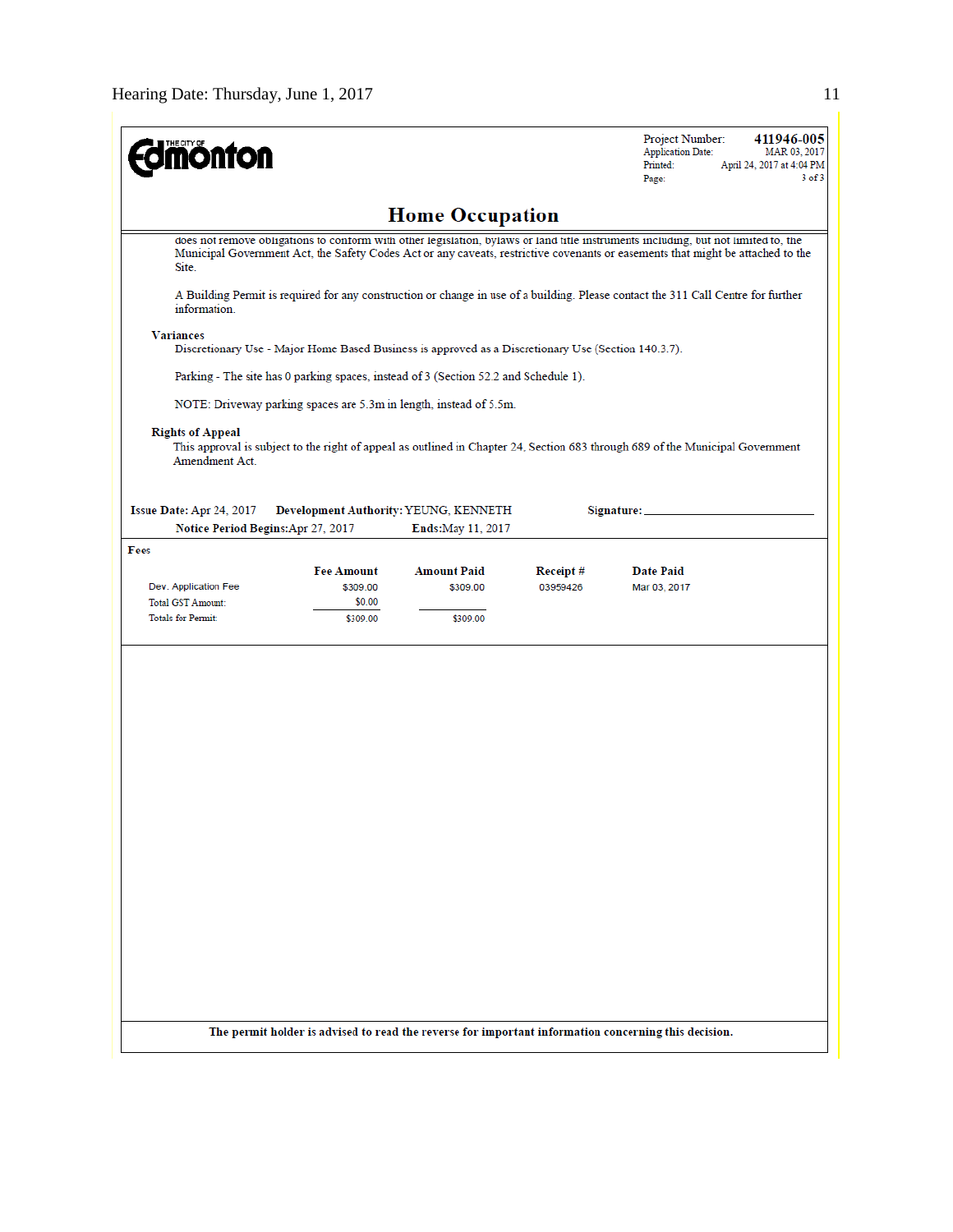**The City of Edmonton**

| | |
|---|---|
| Project Number: | **411946-005** |
| Application Date: | MAR 03, 2017 |
| Printed: | April 24, 2017 at 4:04 PM |
| Page: | 3 of 3 |

## Home Occupation

does not remove obligations to conform with other legislation, bylaws or land title instruments including, but not limited to, the Municipal Government Act, the Safety Codes Act or any caveats, restrictive covenants or easements that might be attached to the Site.

A Building Permit is required for any construction or change in use of a building. Please contact the 311 Call Centre for further information.

**Variances**

Discretionary Use - Major Home Based Business is approved as a Discretionary Use (Section 140.3.7).

Parking - The site has 0 parking spaces, instead of 3 (Section 52.2 and Schedule 1).

NOTE: Driveway parking spaces are 5.3m in length, instead of 5.5m.

**Rights of Appeal**

This approval is subject to the right of appeal as outlined in Chapter 24, Section 683 through 689 of the Municipal Government Amendment Act.

**Issue Date:** Apr 24, 2017 **Development Authority:** YEUNG, KENNETH **Signature:** ________________

**Notice Period Begins:** Apr 27, 2017 **Ends:** May 11, 2017

**Fees**

| | Fee Amount | Amount Paid | Receipt # | Date Paid |
|---|---|---|---|---|
| Dev. Application Fee | $309.00 | $309.00 | 03959426 | Mar 03, 2017 |
| Total GST Amount: | $0.00 | | | |
| Totals for Permit: | $309.00 | $309.00 | | |

**The permit holder is advised to read the reverse for important information concerning this decision.**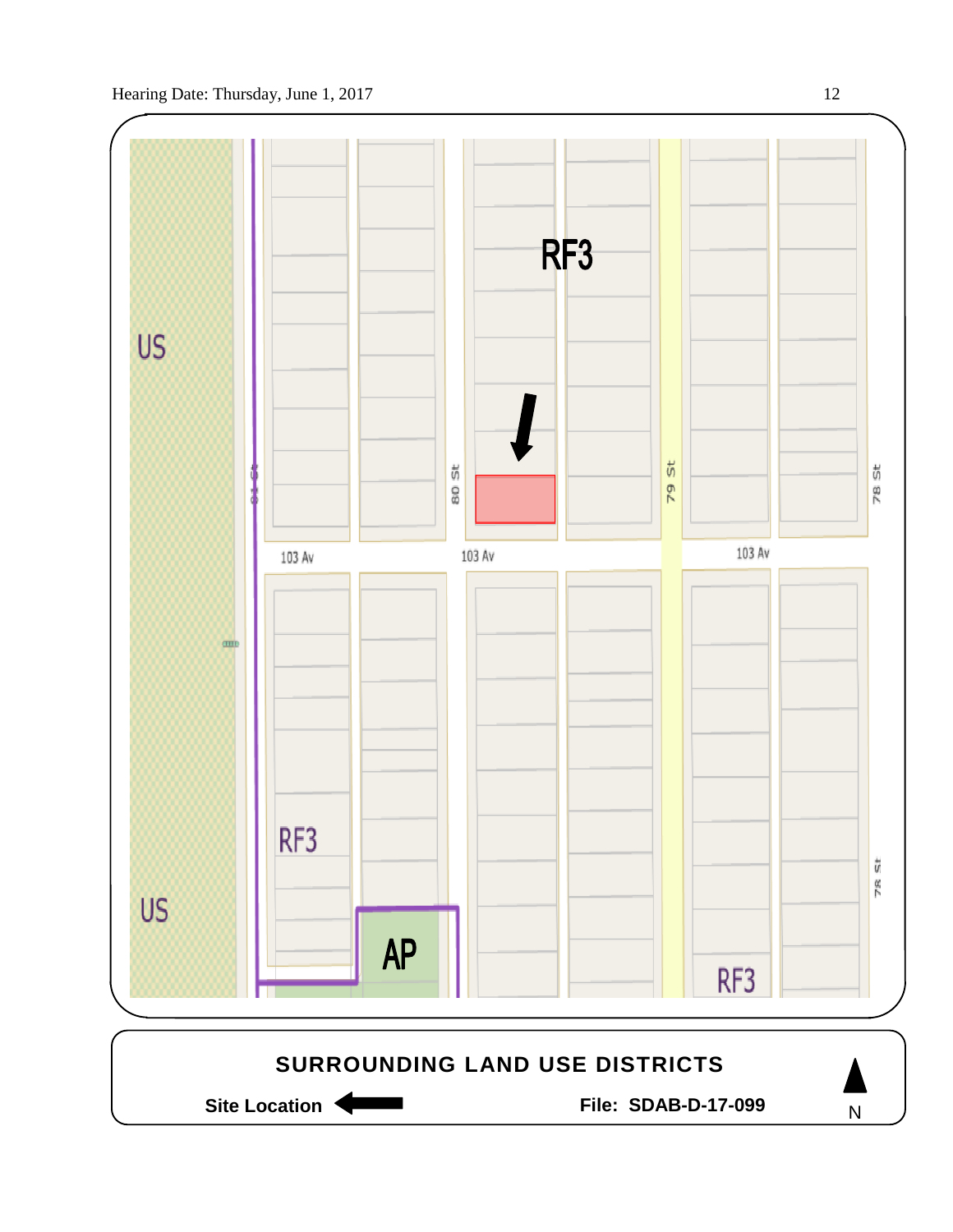US

RF3

81 St

80 St

79 St

78 St

103 Av

103 Av

103 Av

RF3

US

AP

RF3

78 St

**SURROUNDING LAND USE DISTRICTS**

**Site Location** ←

**File: SDAB-D-17-099**

N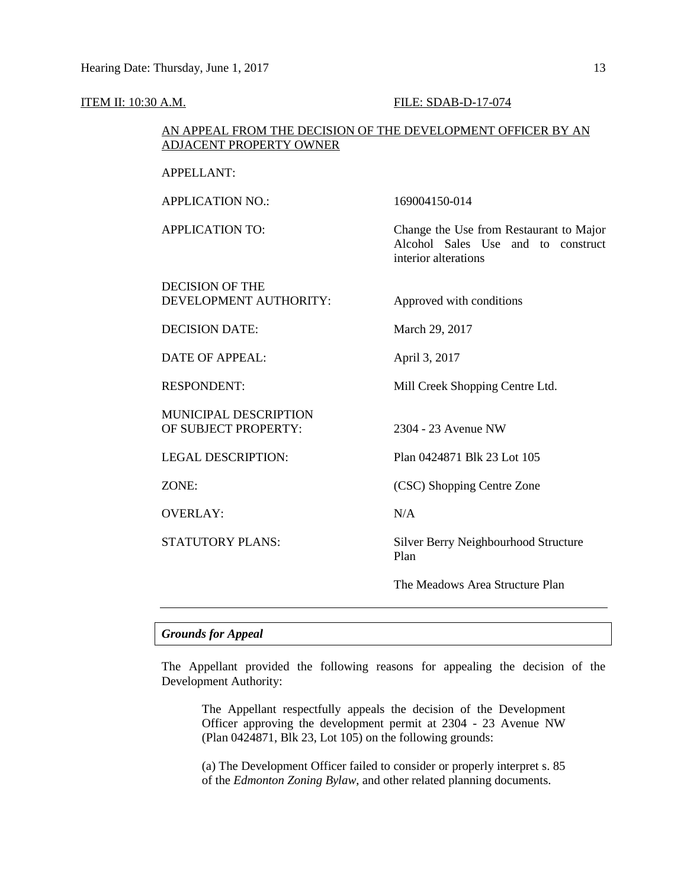ITEM II: 10:30 A.M. FILE: SDAB-D-17-074

AN APPEAL FROM THE DECISION OF THE DEVELOPMENT OFFICER BY AN ADJACENT PROPERTY OWNER

| | |
|---|---|
| APPELLANT: | |
| APPLICATION NO.: | 169004150-014 |
| APPLICATION TO: | Change the Use from Restaurant to Major Alcohol Sales Use and to construct interior alterations |
| DECISION OF THE DEVELOPMENT AUTHORITY: | Approved with conditions |
| DECISION DATE: | March 29, 2017 |
| DATE OF APPEAL: | April 3, 2017 |
| RESPONDENT: | Mill Creek Shopping Centre Ltd. |
| MUNICIPAL DESCRIPTION OF SUBJECT PROPERTY: | 2304 - 23 Avenue NW |
| LEGAL DESCRIPTION: | Plan 0424871 Blk 23 Lot 105 |
| ZONE: | (CSC) Shopping Centre Zone |
| OVERLAY: | N/A |
| STATUTORY PLANS: | Silver Berry Neighbourhood Structure Plan<br><br>The Meadows Area Structure Plan |

---

***Grounds for Appeal***

The Appellant provided the following reasons for appealing the decision of the Development Authority:

> The Appellant respectfully appeals the decision of the Development Officer approving the development permit at 2304 - 23 Avenue NW (Plan 0424871, Blk 23, Lot 105) on the following grounds:
>
> (a) The Development Officer failed to consider or properly interpret s. 85 of the *Edmonton Zoning Bylaw*, and other related planning documents.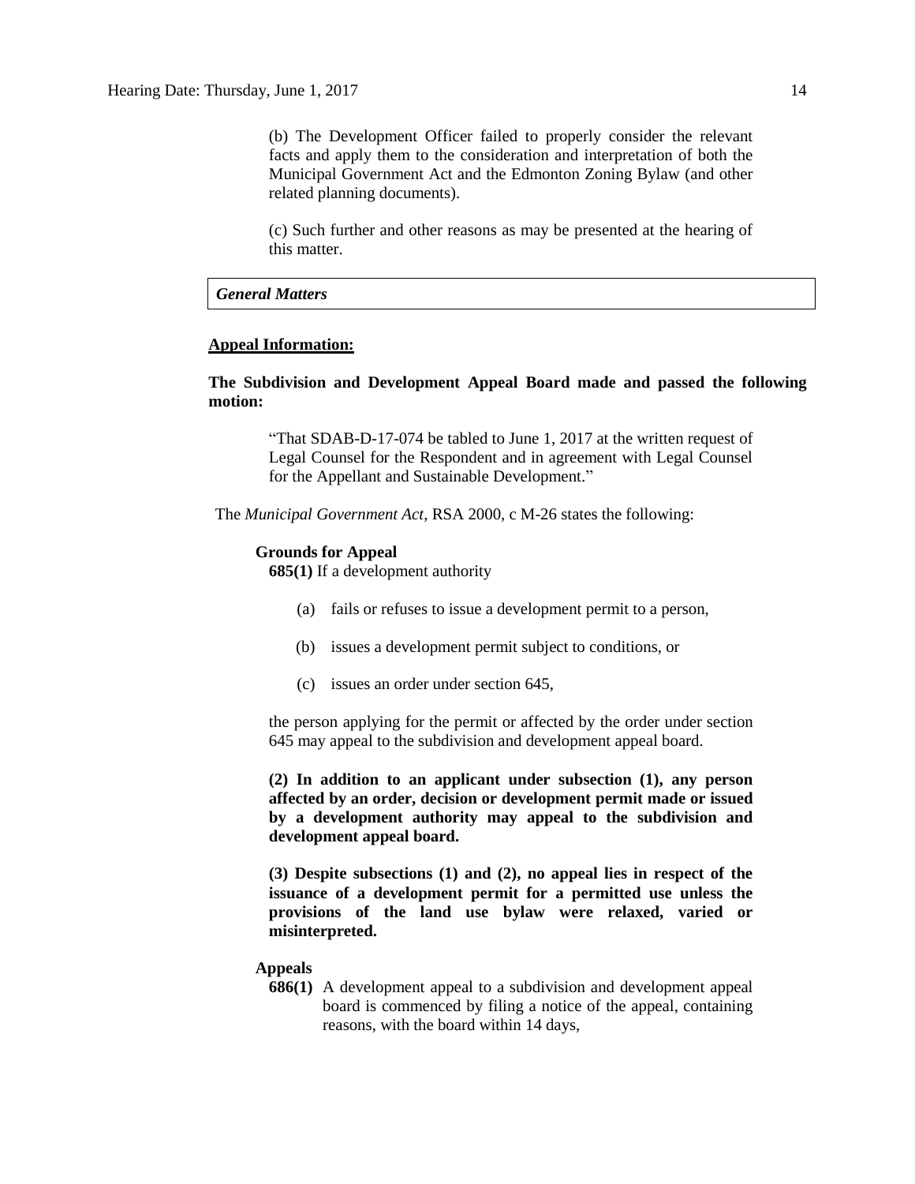(b) The Development Officer failed to properly consider the relevant facts and apply them to the consideration and interpretation of both the Municipal Government Act and the Edmonton Zoning Bylaw (and other related planning documents).

(c) Such further and other reasons as may be presented at the hearing of this matter.

***General Matters***

**Appeal Information:**

**The Subdivision and Development Appeal Board made and passed the following motion:**

> "That SDAB-D-17-074 be tabled to June 1, 2017 at the written request of Legal Counsel for the Respondent and in agreement with Legal Counsel for the Appellant and Sustainable Development."

The *Municipal Government Act*, RSA 2000, c M-26 states the following:

**Grounds for Appeal**

**685(1)** If a development authority

(a) fails or refuses to issue a development permit to a person,

(b) issues a development permit subject to conditions, or

(c) issues an order under section 645,

the person applying for the permit or affected by the order under section 645 may appeal to the subdivision and development appeal board.

**(2) In addition to an applicant under subsection (1), any person affected by an order, decision or development permit made or issued by a development authority may appeal to the subdivision and development appeal board.**

**(3) Despite subsections (1) and (2), no appeal lies in respect of the issuance of a development permit for a permitted use unless the provisions of the land use bylaw were relaxed, varied or misinterpreted.**

**Appeals**

**686(1)** A development appeal to a subdivision and development appeal board is commenced by filing a notice of the appeal, containing reasons, with the board within 14 days,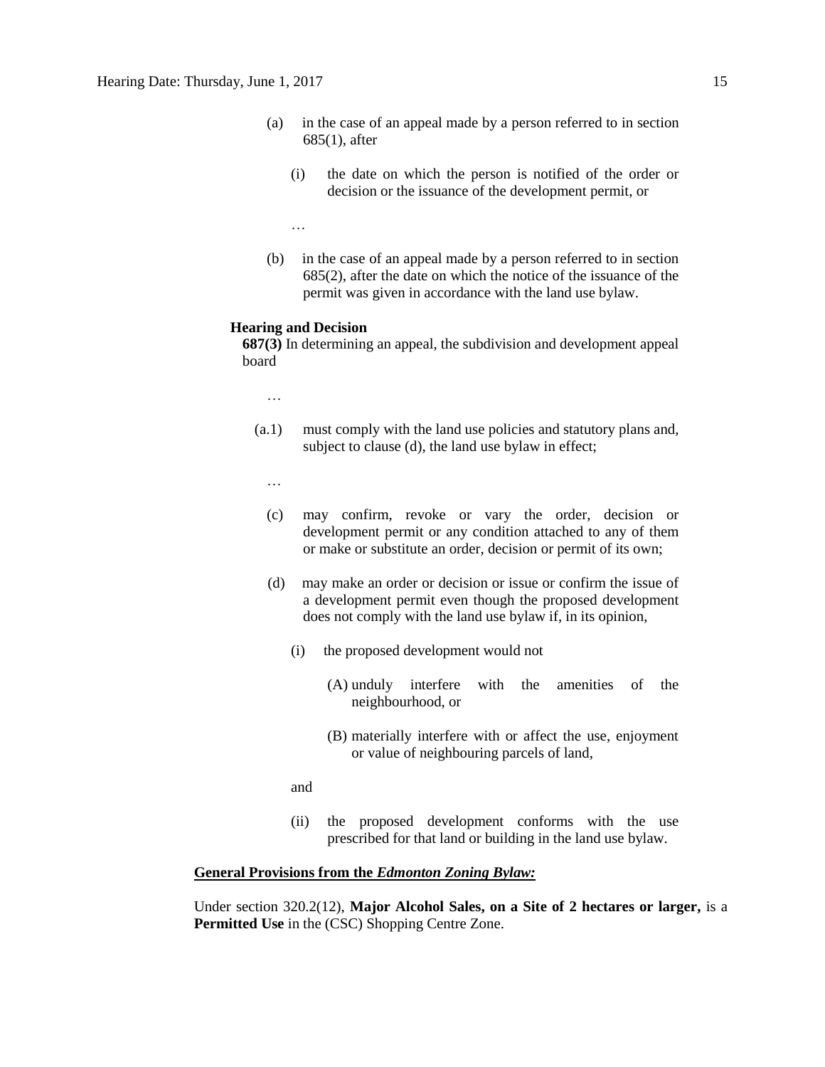(a) in the case of an appeal made by a person referred to in section 685(1), after

(i) the date on which the person is notified of the order or decision or the issuance of the development permit, or

…

(b) in the case of an appeal made by a person referred to in section 685(2), after the date on which the notice of the issuance of the permit was given in accordance with the land use bylaw.

**Hearing and Decision**

**687(3)** In determining an appeal, the subdivision and development appeal board

…

(a.1) must comply with the land use policies and statutory plans and, subject to clause (d), the land use bylaw in effect;

…

(c) may confirm, revoke or vary the order, decision or development permit or any condition attached to any of them or make or substitute an order, decision or permit of its own;

(d) may make an order or decision or issue or confirm the issue of a development permit even though the proposed development does not comply with the land use bylaw if, in its opinion,

(i) the proposed development would not

(A) unduly interfere with the amenities of the neighbourhood, or

(B) materially interfere with or affect the use, enjoyment or value of neighbouring parcels of land,

and

(ii) the proposed development conforms with the use prescribed for that land or building in the land use bylaw.

**General Provisions from the *Edmonton Zoning Bylaw:***

Under section 320.2(12), **Major Alcohol Sales, on a Site of 2 hectares or larger,** is a **Permitted Use** in the (CSC) Shopping Centre Zone.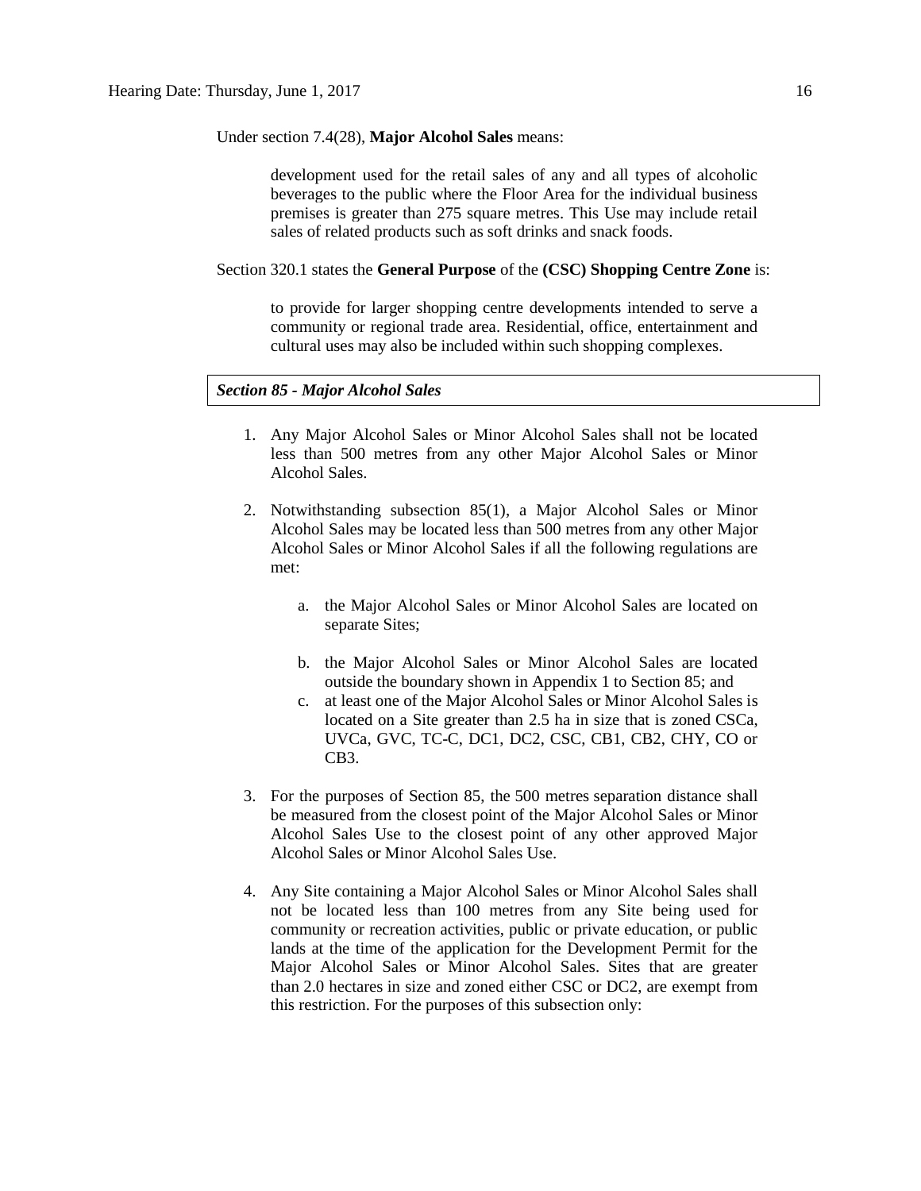Under section 7.4(28), **Major Alcohol Sales** means:

> development used for the retail sales of any and all types of alcoholic beverages to the public where the Floor Area for the individual business premises is greater than 275 square metres. This Use may include retail sales of related products such as soft drinks and snack foods.

Section 320.1 states the **General Purpose** of the **(CSC) Shopping Centre Zone** is:

> to provide for larger shopping centre developments intended to serve a community or regional trade area. Residential, office, entertainment and cultural uses may also be included within such shopping complexes.

***Section 85 - Major Alcohol Sales***

1. Any Major Alcohol Sales or Minor Alcohol Sales shall not be located less than 500 metres from any other Major Alcohol Sales or Minor Alcohol Sales.

2. Notwithstanding subsection 85(1), a Major Alcohol Sales or Minor Alcohol Sales may be located less than 500 metres from any other Major Alcohol Sales or Minor Alcohol Sales if all the following regulations are met:

    a. the Major Alcohol Sales or Minor Alcohol Sales are located on separate Sites;

    b. the Major Alcohol Sales or Minor Alcohol Sales are located outside the boundary shown in Appendix 1 to Section 85; and

    c. at least one of the Major Alcohol Sales or Minor Alcohol Sales is located on a Site greater than 2.5 ha in size that is zoned CSCa, UVCa, GVC, TC-C, DC1, DC2, CSC, CB1, CB2, CHY, CO or CB3.

3. For the purposes of Section 85, the 500 metres separation distance shall be measured from the closest point of the Major Alcohol Sales or Minor Alcohol Sales Use to the closest point of any other approved Major Alcohol Sales or Minor Alcohol Sales Use.

4. Any Site containing a Major Alcohol Sales or Minor Alcohol Sales shall not be located less than 100 metres from any Site being used for community or recreation activities, public or private education, or public lands at the time of the application for the Development Permit for the Major Alcohol Sales or Minor Alcohol Sales. Sites that are greater than 2.0 hectares in size and zoned either CSC or DC2, are exempt from this restriction. For the purposes of this subsection only: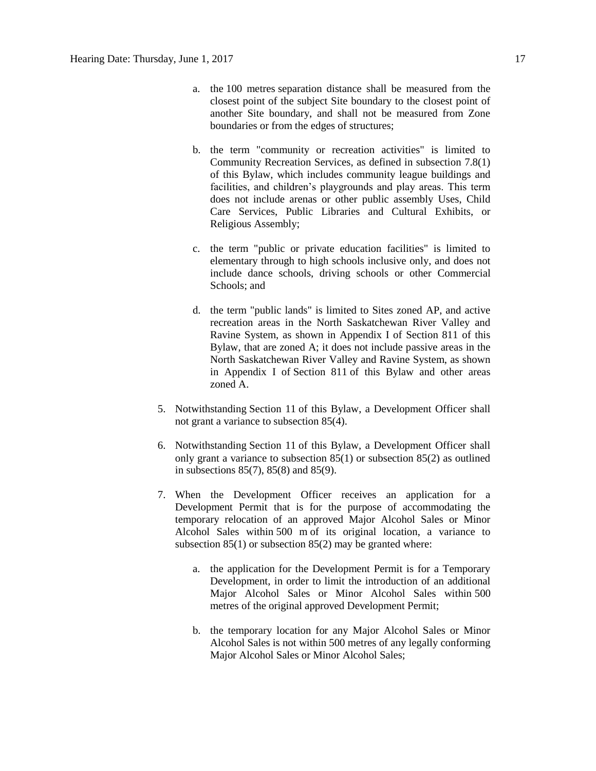a. the 100 metres separation distance shall be measured from the closest point of the subject Site boundary to the closest point of another Site boundary, and shall not be measured from Zone boundaries or from the edges of structures;

b. the term "community or recreation activities" is limited to Community Recreation Services, as defined in subsection 7.8(1) of this Bylaw, which includes community league buildings and facilities, and children's playgrounds and play areas. This term does not include arenas or other public assembly Uses, Child Care Services, Public Libraries and Cultural Exhibits, or Religious Assembly;

c. the term "public or private education facilities" is limited to elementary through to high schools inclusive only, and does not include dance schools, driving schools or other Commercial Schools; and

d. the term "public lands" is limited to Sites zoned AP, and active recreation areas in the North Saskatchewan River Valley and Ravine System, as shown in Appendix I of Section 811 of this Bylaw, that are zoned A; it does not include passive areas in the North Saskatchewan River Valley and Ravine System, as shown in Appendix I of Section 811 of this Bylaw and other areas zoned A.

5. Notwithstanding Section 11 of this Bylaw, a Development Officer shall not grant a variance to subsection 85(4).

6. Notwithstanding Section 11 of this Bylaw, a Development Officer shall only grant a variance to subsection 85(1) or subsection 85(2) as outlined in subsections 85(7), 85(8) and 85(9).

7. When the Development Officer receives an application for a Development Permit that is for the purpose of accommodating the temporary relocation of an approved Major Alcohol Sales or Minor Alcohol Sales within 500 m of its original location, a variance to subsection 85(1) or subsection 85(2) may be granted where:

   a. the application for the Development Permit is for a Temporary Development, in order to limit the introduction of an additional Major Alcohol Sales or Minor Alcohol Sales within 500 metres of the original approved Development Permit;

   b. the temporary location for any Major Alcohol Sales or Minor Alcohol Sales is not within 500 metres of any legally conforming Major Alcohol Sales or Minor Alcohol Sales;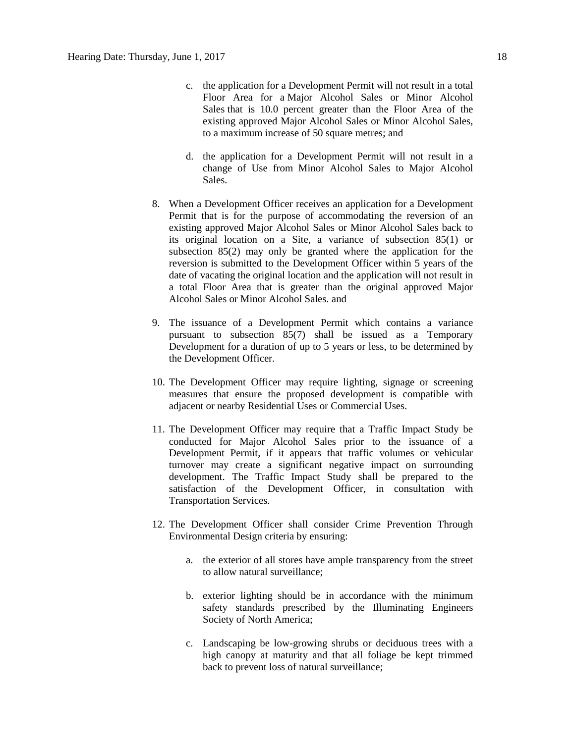c. the application for a Development Permit will not result in a total Floor Area for a Major Alcohol Sales or Minor Alcohol Sales that is 10.0 percent greater than the Floor Area of the existing approved Major Alcohol Sales or Minor Alcohol Sales, to a maximum increase of 50 square metres; and

   d. the application for a Development Permit will not result in a change of Use from Minor Alcohol Sales to Major Alcohol Sales.

8. When a Development Officer receives an application for a Development Permit that is for the purpose of accommodating the reversion of an existing approved Major Alcohol Sales or Minor Alcohol Sales back to its original location on a Site, a variance of subsection 85(1) or subsection 85(2) may only be granted where the application for the reversion is submitted to the Development Officer within 5 years of the date of vacating the original location and the application will not result in a total Floor Area that is greater than the original approved Major Alcohol Sales or Minor Alcohol Sales. and

9. The issuance of a Development Permit which contains a variance pursuant to subsection 85(7) shall be issued as a Temporary Development for a duration of up to 5 years or less, to be determined by the Development Officer.

10. The Development Officer may require lighting, signage or screening measures that ensure the proposed development is compatible with adjacent or nearby Residential Uses or Commercial Uses.

11. The Development Officer may require that a Traffic Impact Study be conducted for Major Alcohol Sales prior to the issuance of a Development Permit, if it appears that traffic volumes or vehicular turnover may create a significant negative impact on surrounding development. The Traffic Impact Study shall be prepared to the satisfaction of the Development Officer, in consultation with Transportation Services.

12. The Development Officer shall consider Crime Prevention Through Environmental Design criteria by ensuring:

    a. the exterior of all stores have ample transparency from the street to allow natural surveillance;

    b. exterior lighting should be in accordance with the minimum safety standards prescribed by the Illuminating Engineers Society of North America;

    c. Landscaping be low-growing shrubs or deciduous trees with a high canopy at maturity and that all foliage be kept trimmed back to prevent loss of natural surveillance;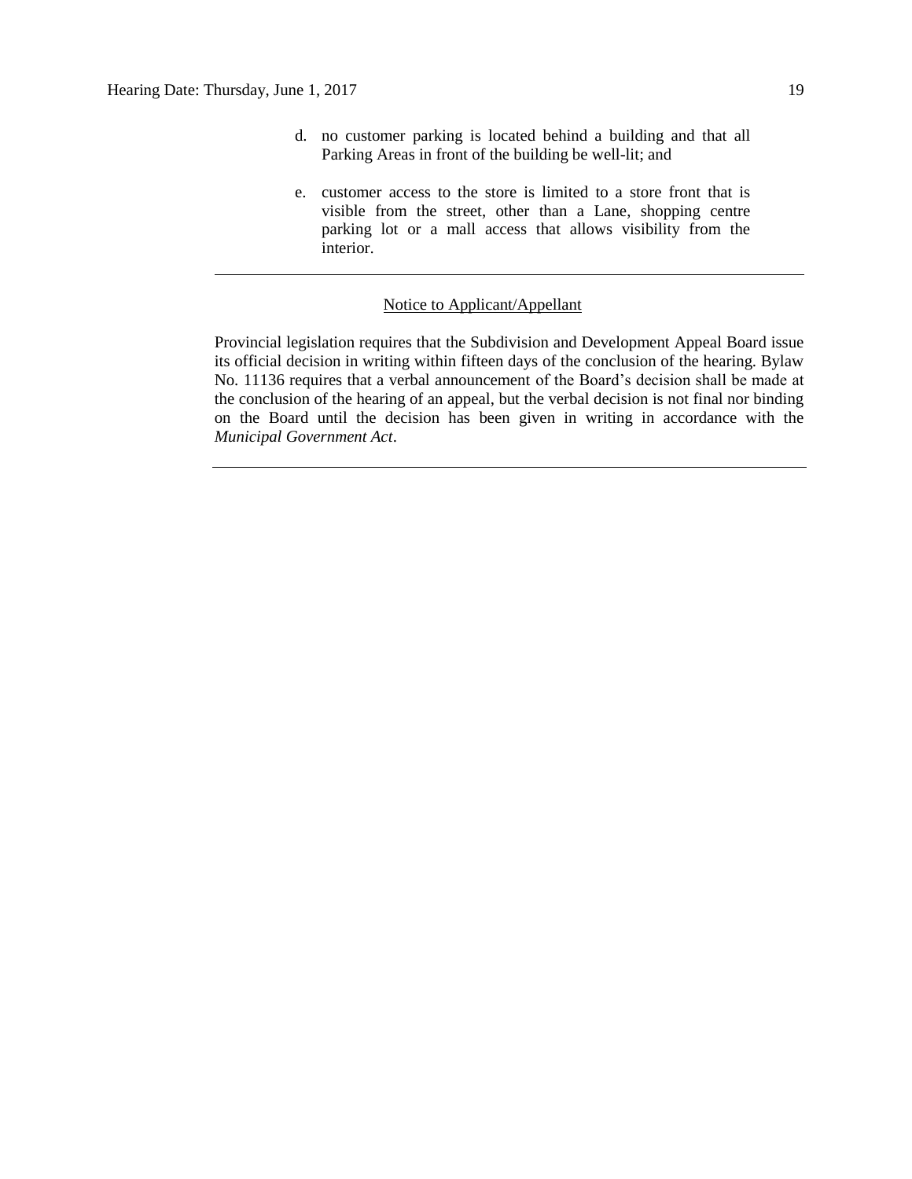d. no customer parking is located behind a building and that all Parking Areas in front of the building be well-lit; and

e. customer access to the store is limited to a store front that is visible from the street, other than a Lane, shopping centre parking lot or a mall access that allows visibility from the interior.

---

Notice to Applicant/Appellant

Provincial legislation requires that the Subdivision and Development Appeal Board issue its official decision in writing within fifteen days of the conclusion of the hearing. Bylaw No. 11136 requires that a verbal announcement of the Board's decision shall be made at the conclusion of the hearing of an appeal, but the verbal decision is not final nor binding on the Board until the decision has been given in writing in accordance with the *Municipal Government Act*.

---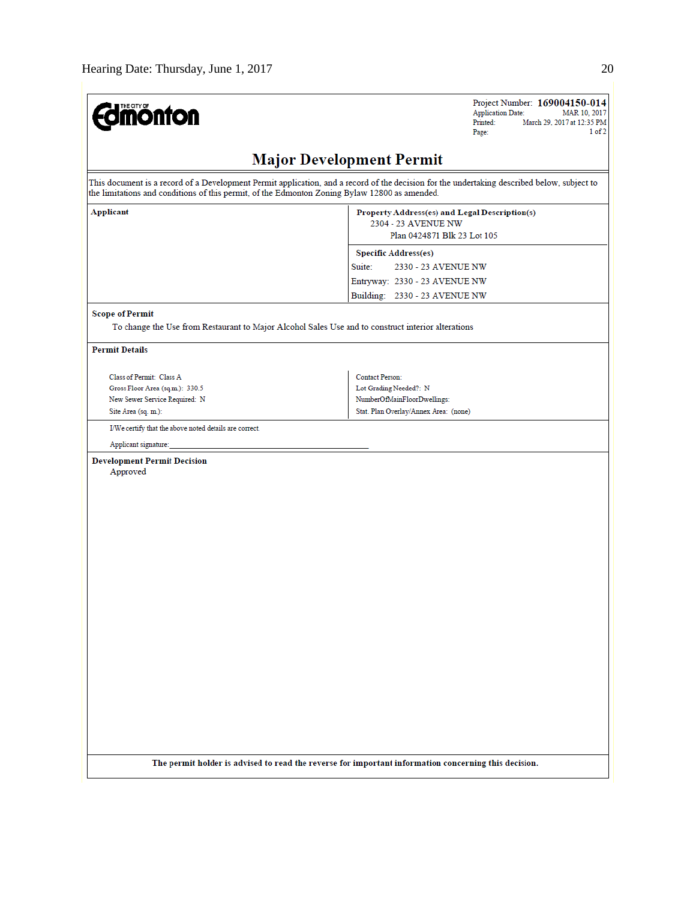THE CITY OF Edmonton

Project Number: **169004150-014**
Application Date: MAR 10, 2017
Printed: March 29, 2017 at 12:35 PM
Page: 1 of 2

# Major Development Permit

This document is a record of a Development Permit application, and a record of the decision for the undertaking described below, subject to the limitations and conditions of this permit, of the Edmonton Zoning Bylaw 12800 as amended.

| **Applicant** | **Property Address(es) and Legal Description(s)** |
|---|---|
| | 2304 - 23 AVENUE NW<br>Plan 0424871 Blk 23 Lot 105 |
| | **Specific Address(es)** |
| | Suite: 2330 - 23 AVENUE NW |
| | Entryway: 2330 - 23 AVENUE NW |
| | Building: 2330 - 23 AVENUE NW |

**Scope of Permit**

To change the Use from Restaurant to Major Alcohol Sales Use and to construct interior alterations

**Permit Details**

| | |
|---|---|
| Class of Permit: Class A | Contact Person: |
| Gross Floor Area (sq.m.): 330.5 | Lot Grading Needed?: N |
| New Sewer Service Required: N | NumberOfMainFloorDwellings: |
| Site Area (sq. m.): | Stat. Plan Overlay/Annex Area: (none) |

I/We certify that the above noted details are correct.

Applicant signature:\_\_\_\_\_\_\_\_\_\_\_\_\_\_\_\_\_\_\_\_\_\_\_\_\_\_\_\_\_\_\_\_\_\_\_\_\_\_\_\_

**Development Permit Decision**

Approved

**The permit holder is advised to read the reverse for important information concerning this decision.**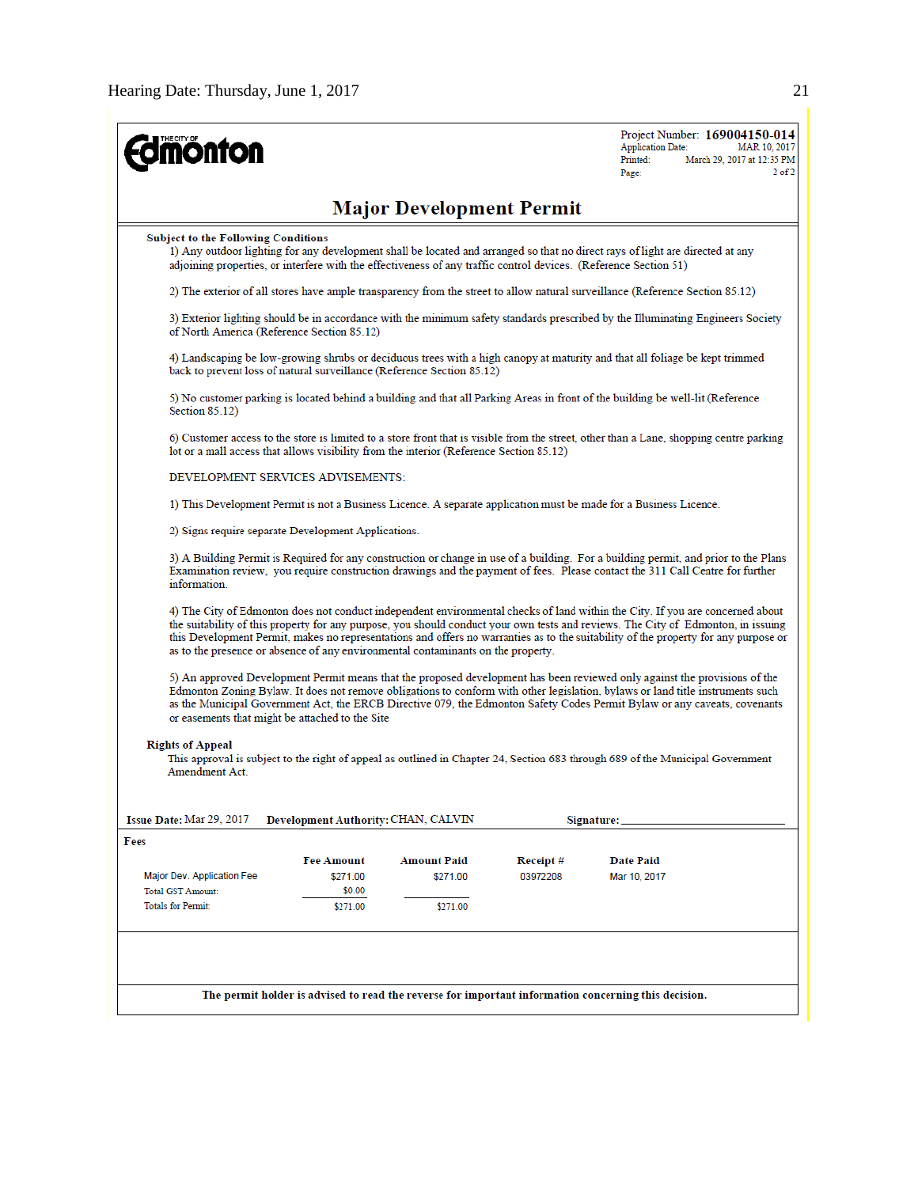**THE CITY OF Edmonton**

Project Number: **169004150-014**
Application Date: MAR 10, 2017
Printed: March 29, 2017 at 12:35 PM
Page: 2 of 2

# Major Development Permit

**Subject to the Following Conditions**

1) Any outdoor lighting for any development shall be located and arranged so that no direct rays of light are directed at any adjoining properties, or interfere with the effectiveness of any traffic control devices. (Reference Section 51)

2) The exterior of all stores have ample transparency from the street to allow natural surveillance (Reference Section 85.12)

3) Exterior lighting should be in accordance with the minimum safety standards prescribed by the Illuminating Engineers Society of North America (Reference Section 85.12)

4) Landscaping be low-growing shrubs or deciduous trees with a high canopy at maturity and that all foliage be kept trimmed back to prevent loss of natural surveillance (Reference Section 85.12)

5) No customer parking is located behind a building and that all Parking Areas in front of the building be well-lit (Reference Section 85.12)

6) Customer access to the store is limited to a store front that is visible from the street, other than a Lane, shopping centre parking lot or a mall access that allows visibility from the interior (Reference Section 85.12)

DEVELOPMENT SERVICES ADVISEMENTS:

1) This Development Permit is not a Business Licence. A separate application must be made for a Business Licence.

2) Signs require separate Development Applications.

3) A Building Permit is Required for any construction or change in use of a building. For a building permit, and prior to the Plans Examination review, you require construction drawings and the payment of fees. Please contact the 311 Call Centre for further information.

4) The City of Edmonton does not conduct independent environmental checks of land within the City. If you are concerned about the suitability of this property for any purpose, you should conduct your own tests and reviews. The City of Edmonton, in issuing this Development Permit, makes no representations and offers no warranties as to the suitability of the property for any purpose or as to the presence or absence of any environmental contaminants on the property.

5) An approved Development Permit means that the proposed development has been reviewed only against the provisions of the Edmonton Zoning Bylaw. It does not remove obligations to conform with other legislation, bylaws or land title instruments such as the Municipal Government Act, the ERCB Directive 079, the Edmonton Safety Codes Permit Bylaw or any caveats, covenants or easements that might be attached to the Site

**Rights of Appeal**

This approval is subject to the right of appeal as outlined in Chapter 24, Section 683 through 689 of the Municipal Government Amendment Act.

**Issue Date:** Mar 29, 2017 **Development Authority:** CHAN, CALVIN **Signature:** ____________________

**Fees**

| | Fee Amount | Amount Paid | Receipt # | Date Paid |
|---|---|---|---|---|
| Major Dev. Application Fee | $271.00 | $271.00 | 03972208 | Mar 10, 2017 |
| Total GST Amount: | $0.00 | | | |
| Totals for Permit: | $271.00 | $271.00 | | |

**The permit holder is advised to read the reverse for important information concerning this decision.**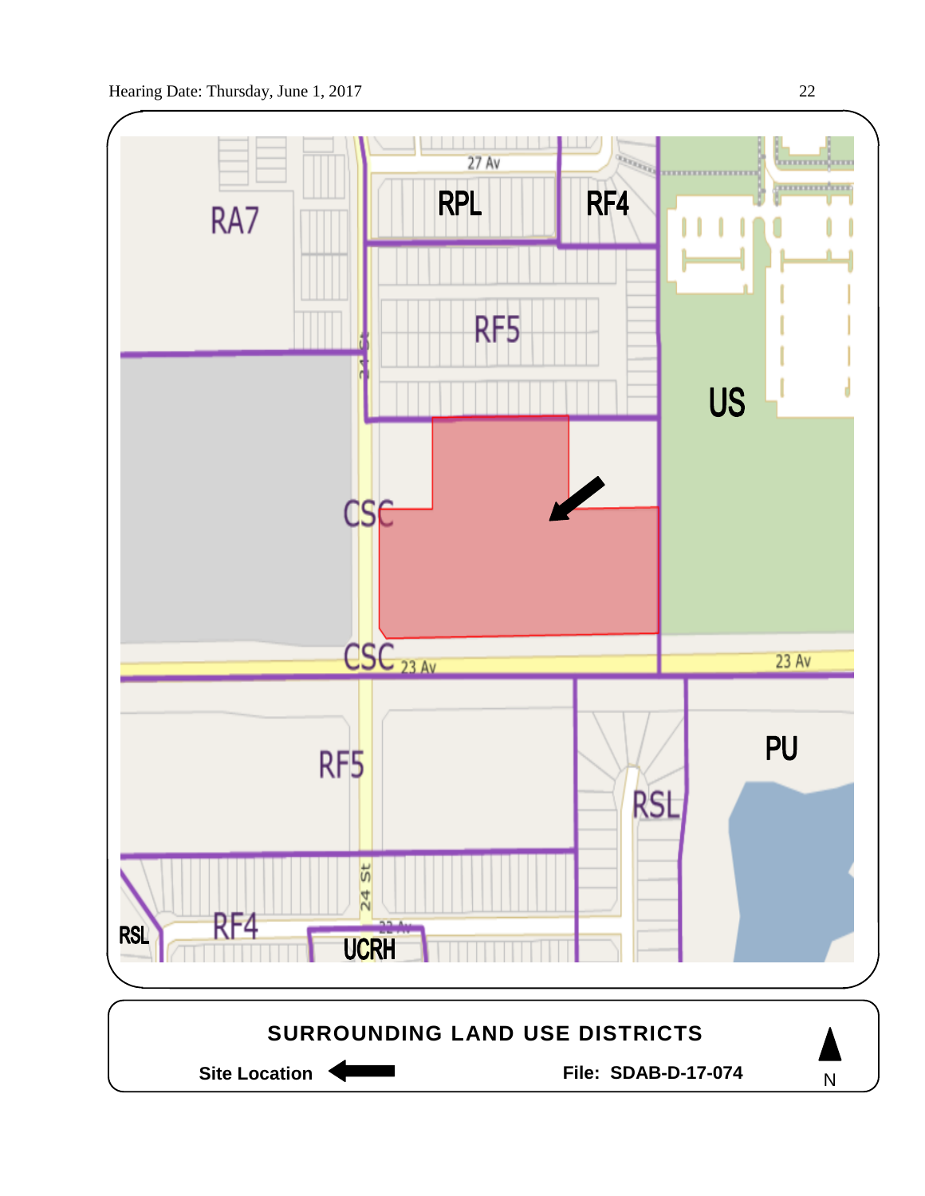RA7

RPL

RF4

RF5

US

CSC

CSC

27 Av

23 Av

23 Av

24 St

RF5

RSL

PU

RSL

RF4

UCRH

**SURROUNDING LAND USE DISTRICTS**

**Site Location** ←

**File: SDAB-D-17-074**

N